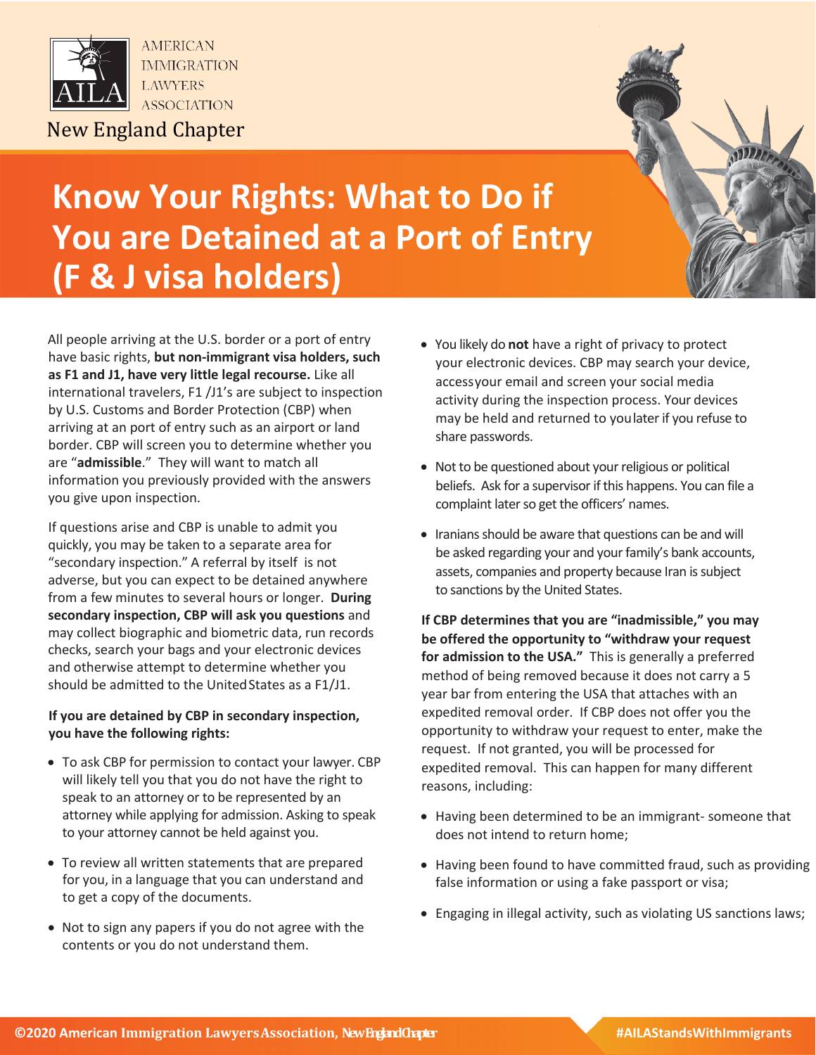AMERICAN IMMIGRATION LAWYERS ASSOCIATION

New England Chapter

# Know Your Rights: What to Do if You are Detained at a Port of Entry (F & J visa holders)

All people arriving at the U.S. border or a port of entry have basic rights, **but non-immigrant visa holders, such as F1 and J1, have very little legal recourse.** Like all international travelers, F1 /J1's are subject to inspection by U.S. Customs and Border Protection (CBP) when arriving at an port of entry such as an airport or land border. CBP will screen you to determine whether you are "**admissible**." They will want to match all information you previously provided with the answers you give upon inspection.

If questions arise and CBP is unable to admit you quickly, you may be taken to a separate area for "secondary inspection." A referral by itself is not adverse, but you can expect to be detained anywhere from a few minutes to several hours or longer. **During secondary inspection, CBP will ask you questions** and may collect biographic and biometric data, run records checks, search your bags and your electronic devices and otherwise attempt to determine whether you should be admitted to the United States as a F1/J1.

**If you are detained by CBP in secondary inspection, you have the following rights:**

- To ask CBP for permission to contact your lawyer. CBP will likely tell you that you do not have the right to speak to an attorney or to be represented by an attorney while applying for admission. Asking to speak to your attorney cannot be held against you.
- To review all written statements that are prepared for you, in a language that you can understand and to get a copy of the documents.
- Not to sign any papers if you do not agree with the contents or you do not understand them.
- You likely do **not** have a right of privacy to protect your electronic devices. CBP may search your device, access your email and screen your social media activity during the inspection process. Your devices may be held and returned to you later if you refuse to share passwords.
- Not to be questioned about your religious or political beliefs. Ask for a supervisor if this happens. You can file a complaint later so get the officers' names.
- Iranians should be aware that questions can be and will be asked regarding your and your family's bank accounts, assets, companies and property because Iran is subject to sanctions by the United States.

**If CBP determines that you are "inadmissible," you may be offered the opportunity to "withdraw your request for admission to the USA."** This is generally a preferred method of being removed because it does not carry a 5 year bar from entering the USA that attaches with an expedited removal order. If CBP does not offer you the opportunity to withdraw your request to enter, make the request. If not granted, you will be processed for expedited removal. This can happen for many different reasons, including:

- Having been determined to be an immigrant- someone that does not intend to return home;
- Having been found to have committed fraud, such as providing false information or using a fake passport or visa;
- Engaging in illegal activity, such as violating US sanctions laws;

©2020 American Immigration Lawyers Association, New England Chapter

#AILAStandsWithImmigrants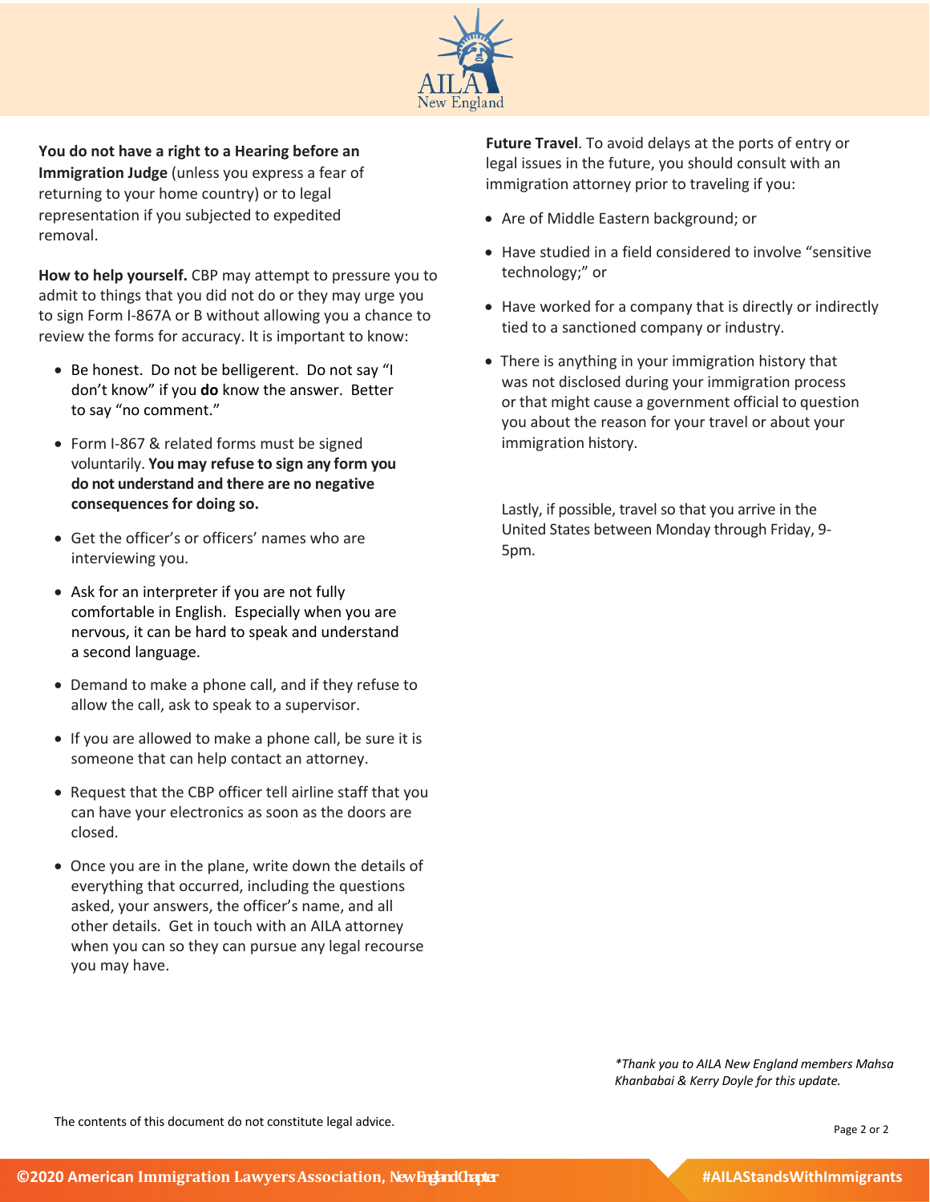**You do not have a right to a Hearing before an Immigration Judge** (unless you express a fear of returning to your home country) or to legal representation if you subjected to expedited removal.

**How to help yourself.** CBP may attempt to pressure you to admit to things that you did not do or they may urge you to sign Form I-867A or B without allowing you a chance to review the forms for accuracy. It is important to know:

- Be honest. Do not be belligerent. Do not say "I don't know" if you **do** know the answer. Better to say "no comment."
- Form I-867 & related forms must be signed voluntarily. **You may refuse to sign any form you do not understand and there are no negative consequences for doing so.**
- Get the officer's or officers' names who are interviewing you.
- Ask for an interpreter if you are not fully comfortable in English. Especially when you are nervous, it can be hard to speak and understand a second language.
- Demand to make a phone call, and if they refuse to allow the call, ask to speak to a supervisor.
- If you are allowed to make a phone call, be sure it is someone that can help contact an attorney.
- Request that the CBP officer tell airline staff that you can have your electronics as soon as the doors are closed.
- Once you are in the plane, write down the details of everything that occurred, including the questions asked, your answers, the officer's name, and all other details. Get in touch with an AILA attorney when you can so they can pursue any legal recourse you may have.

**Future Travel**. To avoid delays at the ports of entry or legal issues in the future, you should consult with an immigration attorney prior to traveling if you:

- Are of Middle Eastern background; or
- Have studied in a field considered to involve "sensitive technology;" or
- Have worked for a company that is directly or indirectly tied to a sanctioned company or industry.
- There is anything in your immigration history that was not disclosed during your immigration process or that might cause a government official to question you about the reason for your travel or about your immigration history.

Lastly, if possible, travel so that you arrive in the United States between Monday through Friday, 9-5pm.

*\*Thank you to AILA New England members Mahsa Khanbabai & Kerry Doyle for this update.*

The contents of this document do not constitute legal advice.